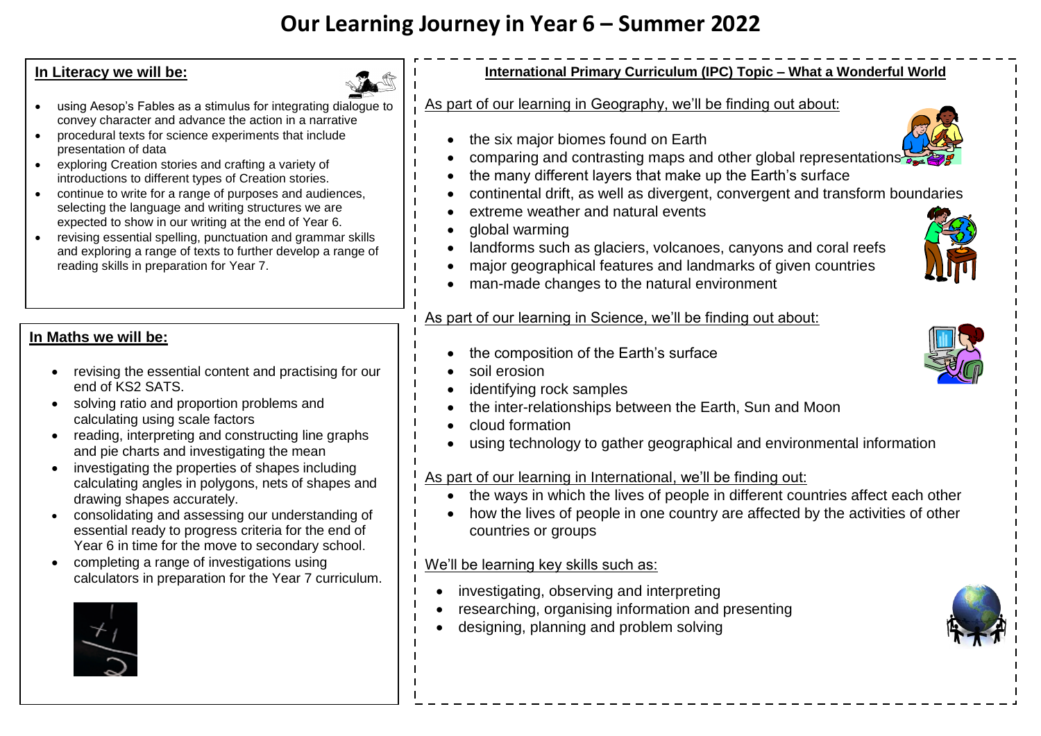# Our Learning Journey in Year 6 – Summer 2022

## In Literacy we will be:

- using Aesop's Fables as a stimulus for integrating dialogue to convey character and advance the action in a narrative
- procedural texts for science experiments that include presentation of data
- exploring Creation stories and crafting a variety of introductions to different types of Creation stories.
- continue to write for a range of purposes and audiences, selecting the language and writing structures we are expected to show in our writing at the end of Year 6.
- revising essential spelling, punctuation and grammar skills and exploring a range of texts to further develop a range of reading skills in preparation for Year 7.

## In Maths we will be:

- revising the essential content and practising for our end of KS2 SATS.
- solving ratio and proportion problems and calculating using scale factors
- reading, interpreting and constructing line graphs and pie charts and investigating the mean
- investigating the properties of shapes including calculating angles in polygons, nets of shapes and drawing shapes accurately.
- consolidating and assessing our understanding of essential ready to progress criteria for the end of Year 6 in time for the move to secondary school.
- completing a range of investigations using calculators in preparation for the Year 7 curriculum.

## International Primary Curriculum (IPC) Topic – What a Wonderful World

As part of our learning in Geography, we'll be finding out about:

- the six major biomes found on Earth
- comparing and contrasting maps and other global representations
- the many different layers that make up the Earth's surface
- continental drift, as well as divergent, convergent and transform boundaries
- extreme weather and natural events
- global warming
- landforms such as glaciers, volcanoes, canyons and coral reefs
- major geographical features and landmarks of given countries
- man-made changes to the natural environment

As part of our learning in Science, we'll be finding out about:

- the composition of the Earth's surface
- soil erosion
- identifying rock samples
- the inter-relationships between the Earth, Sun and Moon
- cloud formation
- using technology to gather geographical and environmental information

As part of our learning in International, we'll be finding out:

- the ways in which the lives of people in different countries affect each other
- how the lives of people in one country are affected by the activities of other countries or groups

We'll be learning key skills such as:

- investigating, observing and interpreting
- researching, organising information and presenting
- designing, planning and problem solving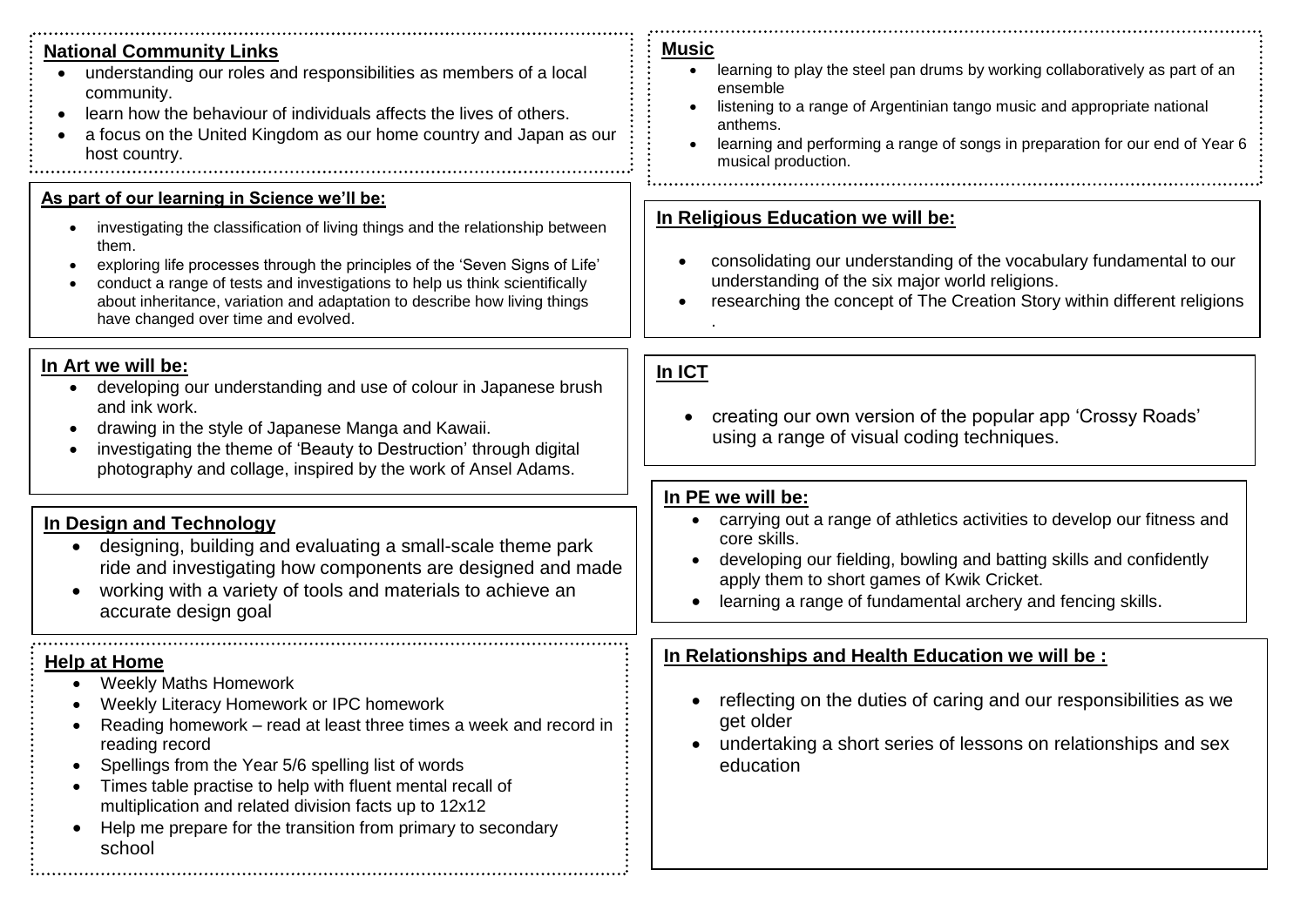## National Community Links

- understanding our roles and responsibilities as members of a local community.
- learn how the behaviour of individuals affects the lives of others.
- a focus on the United Kingdom as our home country and Japan as our host country.

## As part of our learning in Science we'll be:

- investigating the classification of living things and the relationship between them.
- exploring life processes through the principles of the 'Seven Signs of Life'
- conduct a range of tests and investigations to help us think scientifically about inheritance, variation and adaptation to describe how living things have changed over time and evolved.

## In Art we will be:

- developing our understanding and use of colour in Japanese brush and ink work.
- drawing in the style of Japanese Manga and Kawaii.
- investigating the theme of 'Beauty to Destruction' through digital photography and collage, inspired by the work of Ansel Adams.

## In Design and Technology

- designing, building and evaluating a small-scale theme park ride and investigating how components are designed and made
- working with a variety of tools and materials to achieve an accurate design goal

## Help at Home

- Weekly Maths Homework
- Weekly Literacy Homework or IPC homework
- Reading homework – read at least three times a week and record in reading record
- Spellings from the Year 5/6 spelling list of words
- Times table practise to help with fluent mental recall of multiplication and related division facts up to 12x12
- Help me prepare for the transition from primary to secondary school

## Music

- learning to play the steel pan drums by working collaboratively as part of an ensemble
- listening to a range of Argentinian tango music and appropriate national anthems.
- learning and performing a range of songs in preparation for our end of Year 6 musical production.

## In Religious Education we will be:

- consolidating our understanding of the vocabulary fundamental to our understanding of the six major world religions.
- researching the concept of The Creation Story within different religions .

## In ICT

- creating our own version of the popular app 'Crossy Roads' using a range of visual coding techniques.

## In PE we will be:

- carrying out a range of athletics activities to develop our fitness and core skills.
- developing our fielding, bowling and batting skills and confidently apply them to short games of Kwik Cricket.
- learning a range of fundamental archery and fencing skills.

## In Relationships and Health Education we will be :

- reflecting on the duties of caring and our responsibilities as we get older
- undertaking a short series of lessons on relationships and sex education